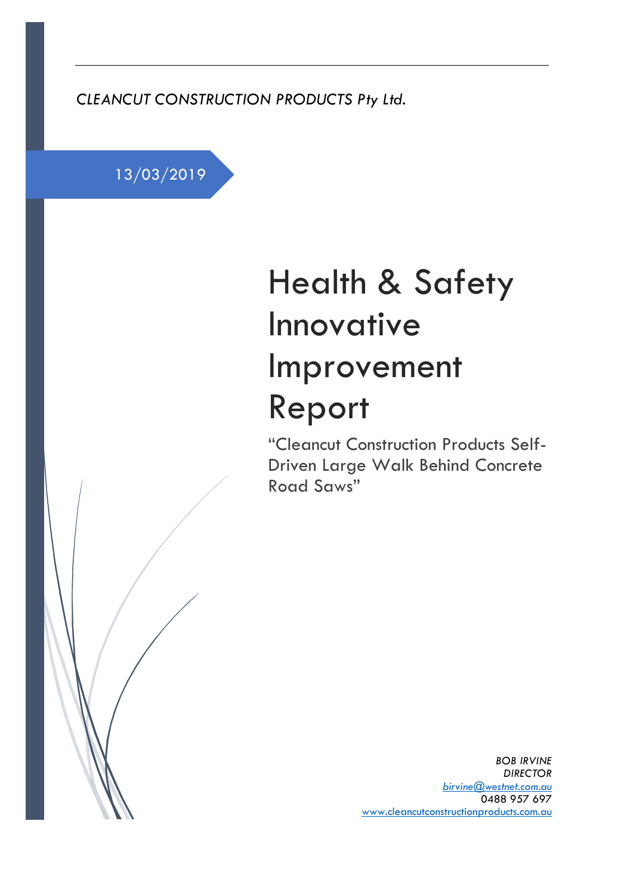*CLEANCUT CONSTRUCTION PRODUCTS Pty Ltd.*

13/03/2019

# Health & Safety Innovative Improvement Report

"Cleancut Construction Products Self-Driven Large Walk Behind Concrete Road Saws"

*BOB IRVINE*
*DIRECTOR*
*birvine@westnet.com.au*
0488 957 697
www.cleancutconstructionproducts.com.au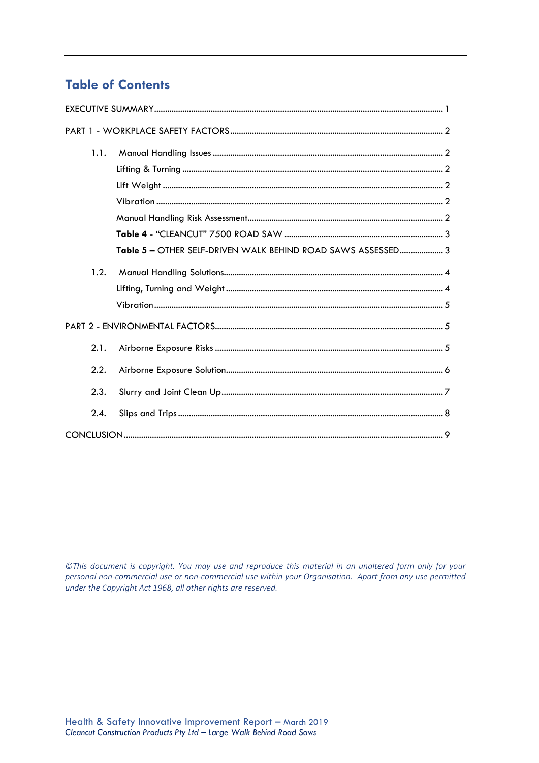## Table of Contents

EXECUTIVE SUMMARY ..... 1

PART 1 - WORKPLACE SAFETY FACTORS ..... 2

- 1.1. Manual Handling Issues ..... 2
  - Lifting & Turning ..... 2
  - Lift Weight ..... 2
  - Vibration ..... 2
  - Manual Handling Risk Assessment ..... 2
  - **Table 4** - "CLEANCUT" 7500 ROAD SAW ..... 3
  - **Table 5 –** OTHER SELF-DRIVEN WALK BEHIND ROAD SAWS ASSESSED ..... 3
- 1.2. Manual Handling Solutions ..... 4
  - Lifting, Turning and Weight ..... 4
  - Vibration ..... 5

PART 2 - ENVIRONMENTAL FACTORS ..... 5

- 2.1. Airborne Exposure Risks ..... 5
- 2.2. Airborne Exposure Solution ..... 6
- 2.3. Slurry and Joint Clean Up ..... 7
- 2.4. Slips and Trips ..... 8

CONCLUSION ..... 9

*©This document is copyright. You may use and reproduce this material in an unaltered form only for your personal non-commercial use or non-commercial use within your Organisation. Apart from any use permitted under the Copyright Act 1968, all other rights are reserved.*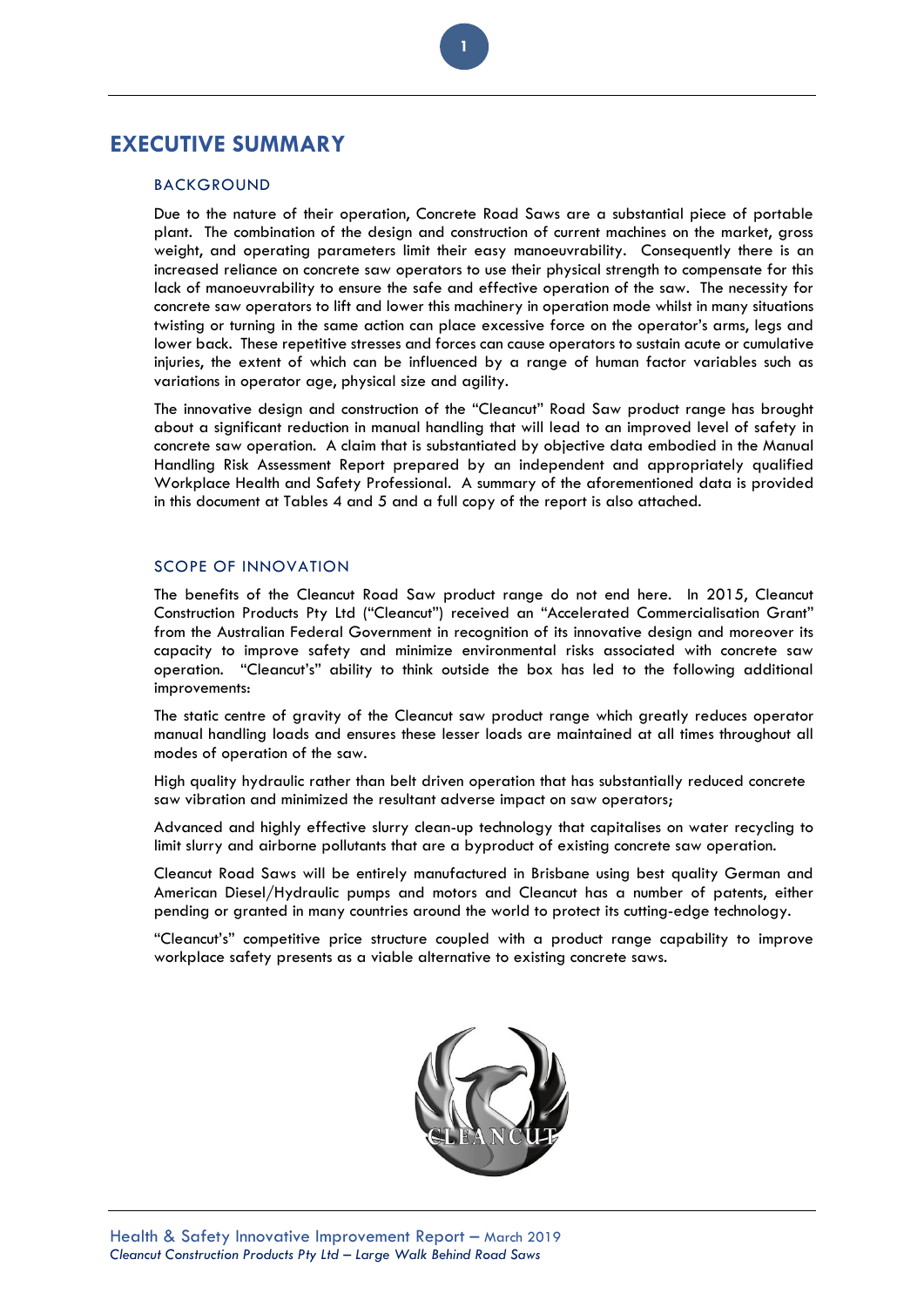# EXECUTIVE SUMMARY

## BACKGROUND

Due to the nature of their operation, Concrete Road Saws are a substantial piece of portable plant. The combination of the design and construction of current machines on the market, gross weight, and operating parameters limit their easy manoeuvrability. Consequently there is an increased reliance on concrete saw operators to use their physical strength to compensate for this lack of manoeuvrability to ensure the safe and effective operation of the saw. The necessity for concrete saw operators to lift and lower this machinery in operation mode whilst in many situations twisting or turning in the same action can place excessive force on the operator's arms, legs and lower back. These repetitive stresses and forces can cause operators to sustain acute or cumulative injuries, the extent of which can be influenced by a range of human factor variables such as variations in operator age, physical size and agility.

The innovative design and construction of the "Cleancut" Road Saw product range has brought about a significant reduction in manual handling that will lead to an improved level of safety in concrete saw operation. A claim that is substantiated by objective data embodied in the Manual Handling Risk Assessment Report prepared by an independent and appropriately qualified Workplace Health and Safety Professional. A summary of the aforementioned data is provided in this document at Tables 4 and 5 and a full copy of the report is also attached.

## SCOPE OF INNOVATION

The benefits of the Cleancut Road Saw product range do not end here. In 2015, Cleancut Construction Products Pty Ltd ("Cleancut") received an "Accelerated Commercialisation Grant" from the Australian Federal Government in recognition of its innovative design and moreover its capacity to improve safety and minimize environmental risks associated with concrete saw operation. "Cleancut's" ability to think outside the box has led to the following additional improvements:

The static centre of gravity of the Cleancut saw product range which greatly reduces operator manual handling loads and ensures these lesser loads are maintained at all times throughout all modes of operation of the saw.

High quality hydraulic rather than belt driven operation that has substantially reduced concrete saw vibration and minimized the resultant adverse impact on saw operators;

Advanced and highly effective slurry clean-up technology that capitalises on water recycling to limit slurry and airborne pollutants that are a byproduct of existing concrete saw operation.

Cleancut Road Saws will be entirely manufactured in Brisbane using best quality German and American Diesel/Hydraulic pumps and motors and Cleancut has a number of patents, either pending or granted in many countries around the world to protect its cutting-edge technology.

"Cleancut's" competitive price structure coupled with a product range capability to improve workplace safety presents as a viable alternative to existing concrete saws.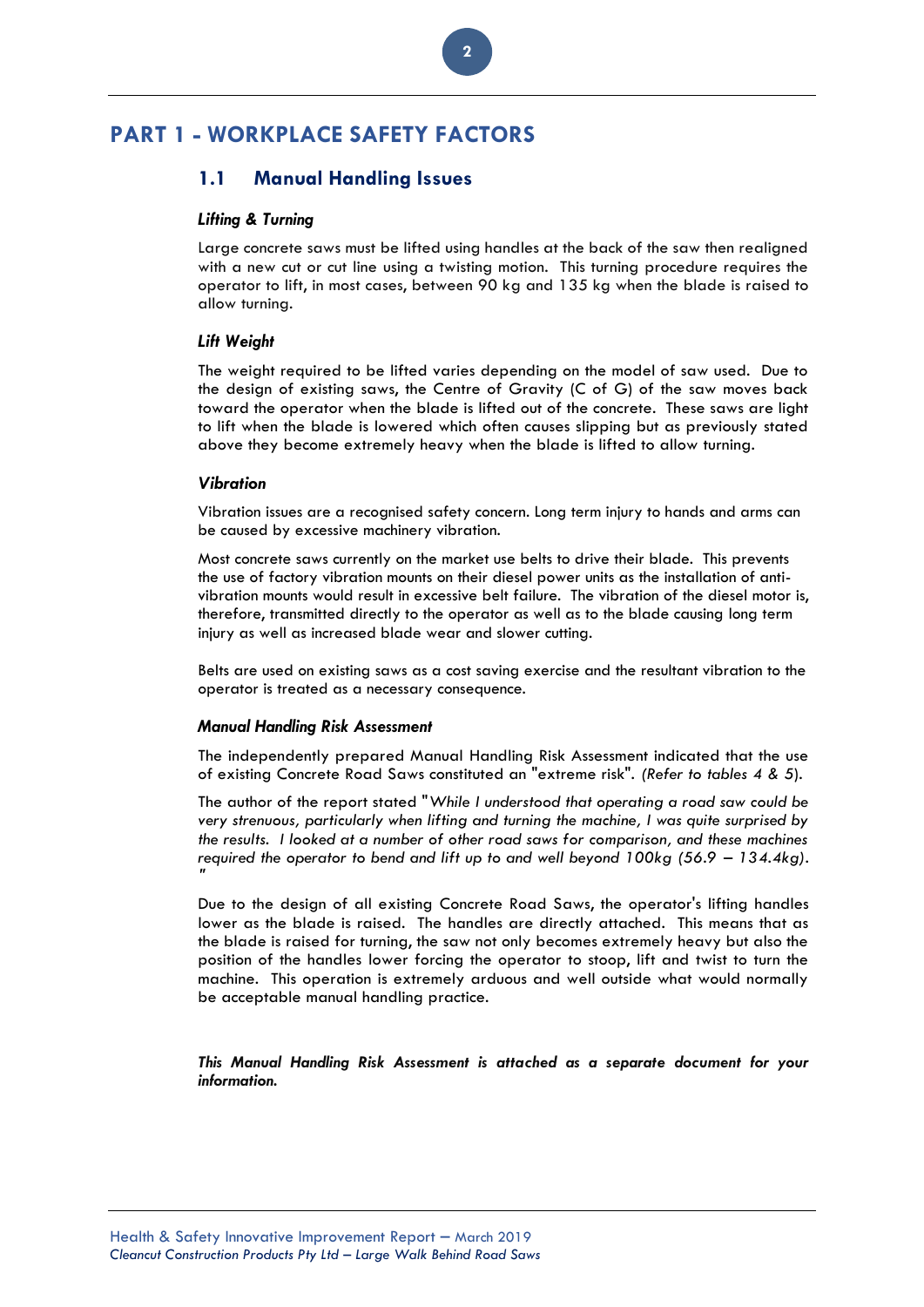# PART 1 - WORKPLACE SAFETY FACTORS

## 1.1 Manual Handling Issues

### *Lifting & Turning*

Large concrete saws must be lifted using handles at the back of the saw then realigned with a new cut or cut line using a twisting motion. This turning procedure requires the operator to lift, in most cases, between 90 kg and 135 kg when the blade is raised to allow turning.

### *Lift Weight*

The weight required to be lifted varies depending on the model of saw used. Due to the design of existing saws, the Centre of Gravity (C of G) of the saw moves back toward the operator when the blade is lifted out of the concrete. These saws are light to lift when the blade is lowered which often causes slipping but as previously stated above they become extremely heavy when the blade is lifted to allow turning.

### *Vibration*

Vibration issues are a recognised safety concern. Long term injury to hands and arms can be caused by excessive machinery vibration.

Most concrete saws currently on the market use belts to drive their blade. This prevents the use of factory vibration mounts on their diesel power units as the installation of anti-vibration mounts would result in excessive belt failure. The vibration of the diesel motor is, therefore, transmitted directly to the operator as well as to the blade causing long term injury as well as increased blade wear and slower cutting.

Belts are used on existing saws as a cost saving exercise and the resultant vibration to the operator is treated as a necessary consequence.

### *Manual Handling Risk Assessment*

The independently prepared Manual Handling Risk Assessment indicated that the use of existing Concrete Road Saws constituted an "extreme risk". *(Refer to tables 4 & 5).*

The author of the report stated "*While I understood that operating a road saw could be very strenuous, particularly when lifting and turning the machine, I was quite surprised by the results. I looked at a number of other road saws for comparison, and these machines required the operator to bend and lift up to and well beyond 100kg (56.9 – 134.4kg).* "

Due to the design of all existing Concrete Road Saws, the operator's lifting handles lower as the blade is raised. The handles are directly attached. This means that as the blade is raised for turning, the saw not only becomes extremely heavy but also the position of the handles lower forcing the operator to stoop, lift and twist to turn the machine. This operation is extremely arduous and well outside what would normally be acceptable manual handling practice.

***This Manual Handling Risk Assessment is attached as a separate document for your information.***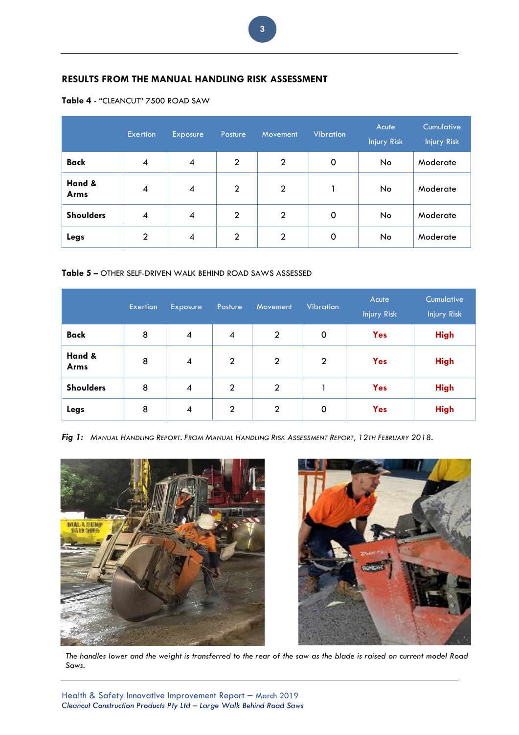## RESULTS FROM THE MANUAL HANDLING RISK ASSESSMENT

**Table 4** - "CLEANCUT" 7500 ROAD SAW

| | Exertion | Exposure | Posture | Movement | Vibration | Acute Injury Risk | Cumulative Injury Risk |
|---|---|---|---|---|---|---|---|
| **Back** | 4 | 4 | 2 | 2 | 0 | No | Moderate |
| **Hand & Arms** | 4 | 4 | 2 | 2 | 1 | No | Moderate |
| **Shoulders** | 4 | 4 | 2 | 2 | 0 | No | Moderate |
| **Legs** | 2 | 4 | 2 | 2 | 0 | No | Moderate |

**Table 5 –** OTHER SELF-DRIVEN WALK BEHIND ROAD SAWS ASSESSED

| | Exertion | Exposure | Posture | Movement | Vibration | Acute Injury Risk | Cumulative Injury Risk |
|---|---|---|---|---|---|---|---|
| **Back** | 8 | 4 | 4 | 2 | 0 | **Yes** | **High** |
| **Hand & Arms** | 8 | 4 | 2 | 2 | 2 | **Yes** | **High** |
| **Shoulders** | 8 | 4 | 2 | 2 | 1 | **Yes** | **High** |
| **Legs** | 8 | 4 | 2 | 2 | 0 | **Yes** | **High** |

***Fig 1:*** *MANUAL HANDLING REPORT. FROM MANUAL HANDLING RISK ASSESSMENT REPORT, 12TH FEBRUARY 2018.*

*The handles lower and the weight is transferred to the rear of the saw as the blade is raised on current model Road Saws.*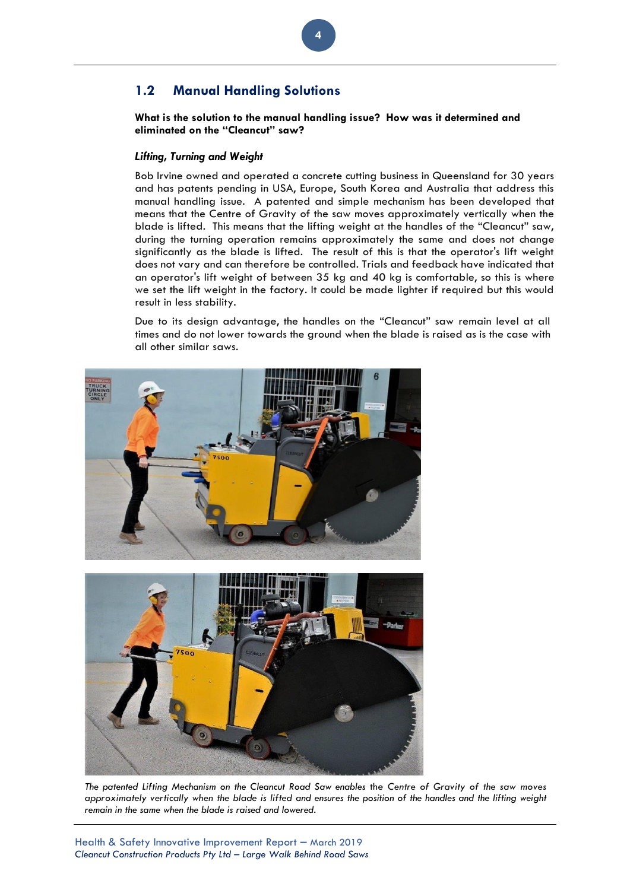## 1.2 Manual Handling Solutions

**What is the solution to the manual handling issue? How was it determined and eliminated on the "Cleancut" saw?**

### *Lifting, Turning and Weight*

Bob Irvine owned and operated a concrete cutting business in Queensland for 30 years and has patents pending in USA, Europe, South Korea and Australia that address this manual handling issue. A patented and simple mechanism has been developed that means that the Centre of Gravity of the saw moves approximately vertically when the blade is lifted. This means that the lifting weight at the handles of the "Cleancut" saw, during the turning operation remains approximately the same and does not change significantly as the blade is lifted. The result of this is that the operator's lift weight does not vary and can therefore be controlled. Trials and feedback have indicated that an operator's lift weight of between 35 kg and 40 kg is comfortable, so this is where we set the lift weight in the factory. It could be made lighter if required but this would result in less stability.

Due to its design advantage, the handles on the "Cleancut" saw remain level at all times and do not lower towards the ground when the blade is raised as is the case with all other similar saws.

*The patented Lifting Mechanism on the Cleancut Road Saw enables the Centre of Gravity of the saw moves approximately vertically when the blade is lifted and ensures the position of the handles and the lifting weight remain in the same when the blade is raised and lowered.*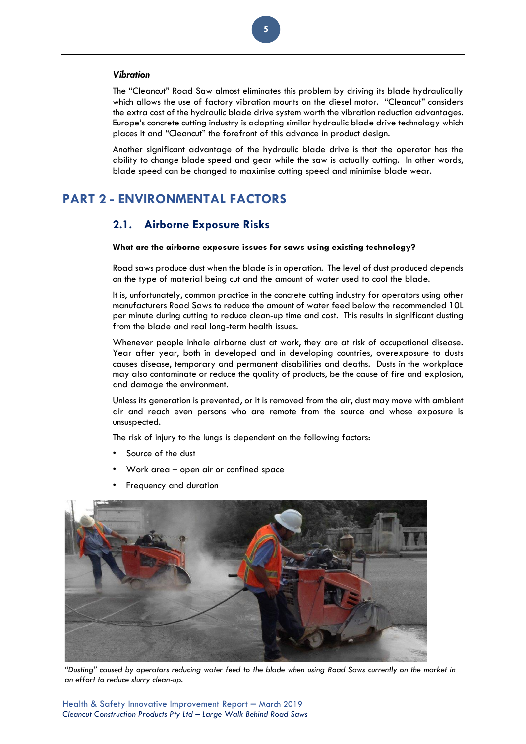### *Vibration*

The "Cleancut" Road Saw almost eliminates this problem by driving its blade hydraulically which allows the use of factory vibration mounts on the diesel motor. "Cleancut" considers the extra cost of the hydraulic blade drive system worth the vibration reduction advantages. Europe's concrete cutting industry is adopting similar hydraulic blade drive technology which places it and "Cleancut" the forefront of this advance in product design.

Another significant advantage of the hydraulic blade drive is that the operator has the ability to change blade speed and gear while the saw is actually cutting. In other words, blade speed can be changed to maximise cutting speed and minimise blade wear.

# PART 2 - ENVIRONMENTAL FACTORS

## 2.1. Airborne Exposure Risks

**What are the airborne exposure issues for saws using existing technology?**

Road saws produce dust when the blade is in operation. The level of dust produced depends on the type of material being cut and the amount of water used to cool the blade.

It is, unfortunately, common practice in the concrete cutting industry for operators using other manufacturers Road Saws to reduce the amount of water feed below the recommended 10L per minute during cutting to reduce clean-up time and cost. This results in significant dusting from the blade and real long-term health issues.

Whenever people inhale airborne dust at work, they are at risk of occupational disease. Year after year, both in developed and in developing countries, overexposure to dusts causes disease, temporary and permanent disabilities and deaths. Dusts in the workplace may also contaminate or reduce the quality of products, be the cause of fire and explosion, and damage the environment.

Unless its generation is prevented, or it is removed from the air, dust may move with ambient air and reach even persons who are remote from the source and whose exposure is unsuspected.

The risk of injury to the lungs is dependent on the following factors:

- Source of the dust
- Work area – open air or confined space
- Frequency and duration

*"Dusting" caused by operators reducing water feed to the blade when using Road Saws currently on the market in an effort to reduce slurry clean-up.*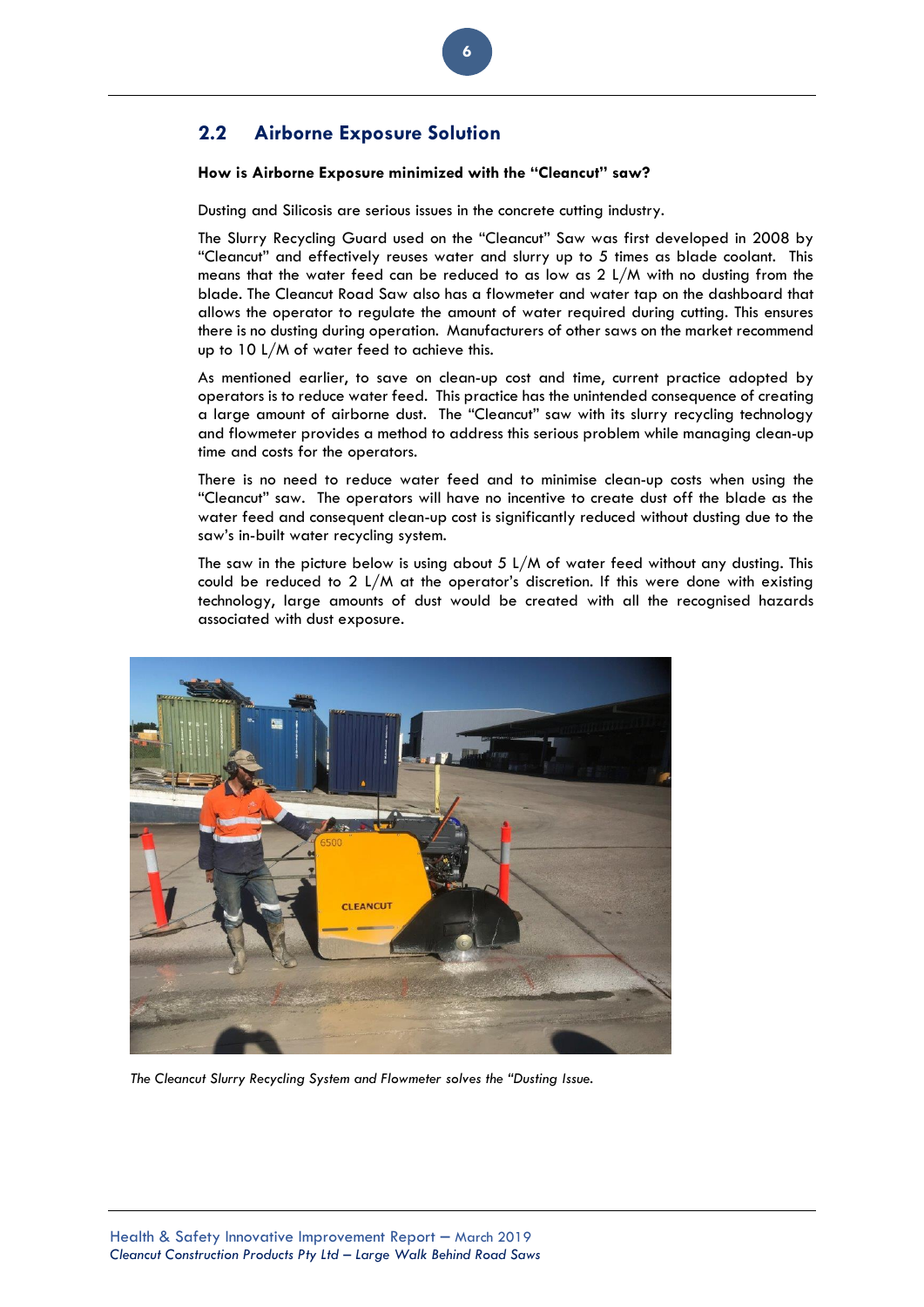## 2.2 Airborne Exposure Solution

**How is Airborne Exposure minimized with the "Cleancut" saw?**

Dusting and Silicosis are serious issues in the concrete cutting industry.

The Slurry Recycling Guard used on the "Cleancut" Saw was first developed in 2008 by "Cleancut" and effectively reuses water and slurry up to 5 times as blade coolant. This means that the water feed can be reduced to as low as 2 L/M with no dusting from the blade. The Cleancut Road Saw also has a flowmeter and water tap on the dashboard that allows the operator to regulate the amount of water required during cutting. This ensures there is no dusting during operation. Manufacturers of other saws on the market recommend up to 10 L/M of water feed to achieve this.

As mentioned earlier, to save on clean-up cost and time, current practice adopted by operators is to reduce water feed. This practice has the unintended consequence of creating a large amount of airborne dust. The "Cleancut" saw with its slurry recycling technology and flowmeter provides a method to address this serious problem while managing clean-up time and costs for the operators.

There is no need to reduce water feed and to minimise clean-up costs when using the "Cleancut" saw. The operators will have no incentive to create dust off the blade as the water feed and consequent clean-up cost is significantly reduced without dusting due to the saw's in-built water recycling system.

The saw in the picture below is using about 5 L/M of water feed without any dusting. This could be reduced to 2 L/M at the operator's discretion. If this were done with existing technology, large amounts of dust would be created with all the recognised hazards associated with dust exposure.

*The Cleancut Slurry Recycling System and Flowmeter solves the "Dusting Issue.*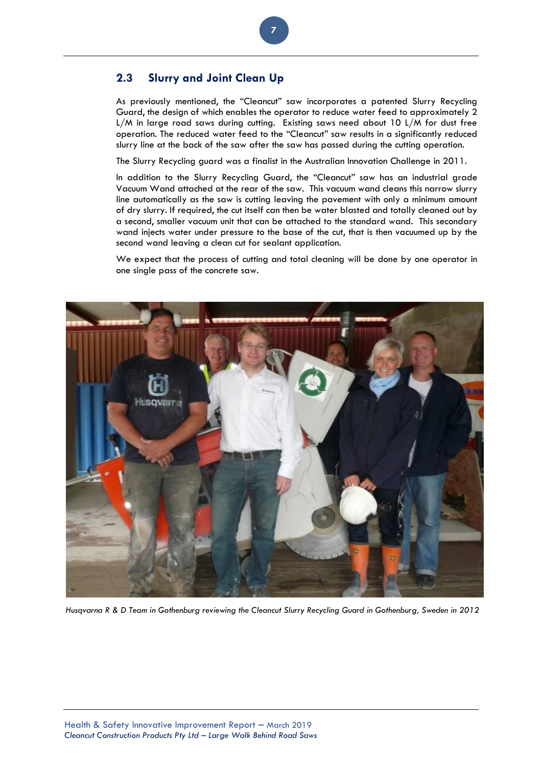## 2.3 Slurry and Joint Clean Up

As previously mentioned, the "Cleancut" saw incorporates a patented Slurry Recycling Guard, the design of which enables the operator to reduce water feed to approximately 2 L/M in large road saws during cutting. Existing saws need about 10 L/M for dust free operation. The reduced water feed to the "Cleancut" saw results in a significantly reduced slurry line at the back of the saw after the saw has passed during the cutting operation.

The Slurry Recycling guard was a finalist in the Australian Innovation Challenge in 2011.

In addition to the Slurry Recycling Guard, the "Cleancut" saw has an industrial grade Vacuum Wand attached at the rear of the saw. This vacuum wand cleans this narrow slurry line automatically as the saw is cutting leaving the pavement with only a minimum amount of dry slurry. If required, the cut itself can then be water blasted and totally cleaned out by a second, smaller vacuum unit that can be attached to the standard wand. This secondary wand injects water under pressure to the base of the cut, that is then vacuumed up by the second wand leaving a clean cut for sealant application.

We expect that the process of cutting and total cleaning will be done by one operator in one single pass of the concrete saw.

*Husqvarna R & D Team in Gothenburg reviewing the Cleancut Slurry Recycling Guard in Gothenburg, Sweden in 2012*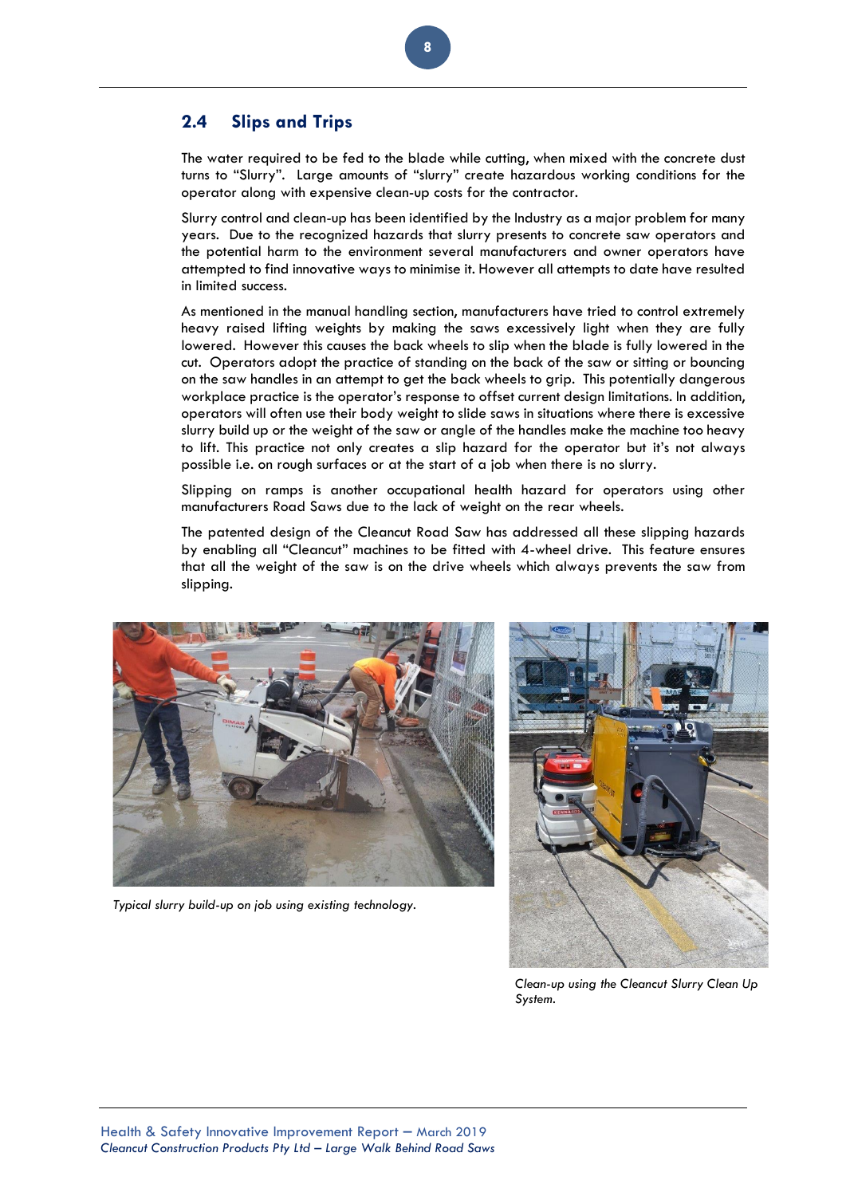## 2.4 Slips and Trips

The water required to be fed to the blade while cutting, when mixed with the concrete dust turns to "Slurry". Large amounts of "slurry" create hazardous working conditions for the operator along with expensive clean-up costs for the contractor.

Slurry control and clean-up has been identified by the Industry as a major problem for many years. Due to the recognized hazards that slurry presents to concrete saw operators and the potential harm to the environment several manufacturers and owner operators have attempted to find innovative ways to minimise it. However all attempts to date have resulted in limited success.

As mentioned in the manual handling section, manufacturers have tried to control extremely heavy raised lifting weights by making the saws excessively light when they are fully lowered. However this causes the back wheels to slip when the blade is fully lowered in the cut. Operators adopt the practice of standing on the back of the saw or sitting or bouncing on the saw handles in an attempt to get the back wheels to grip. This potentially dangerous workplace practice is the operator's response to offset current design limitations. In addition, operators will often use their body weight to slide saws in situations where there is excessive slurry build up or the weight of the saw or angle of the handles make the machine too heavy to lift. This practice not only creates a slip hazard for the operator but it's not always possible i.e. on rough surfaces or at the start of a job when there is no slurry.

Slipping on ramps is another occupational health hazard for operators using other manufacturers Road Saws due to the lack of weight on the rear wheels.

The patented design of the Cleancut Road Saw has addressed all these slipping hazards by enabling all "Cleancut" machines to be fitted with 4-wheel drive. This feature ensures that all the weight of the saw is on the drive wheels which always prevents the saw from slipping.

*Typical slurry build-up on job using existing technology.*

*Clean-up using the Cleancut Slurry Clean Up System.*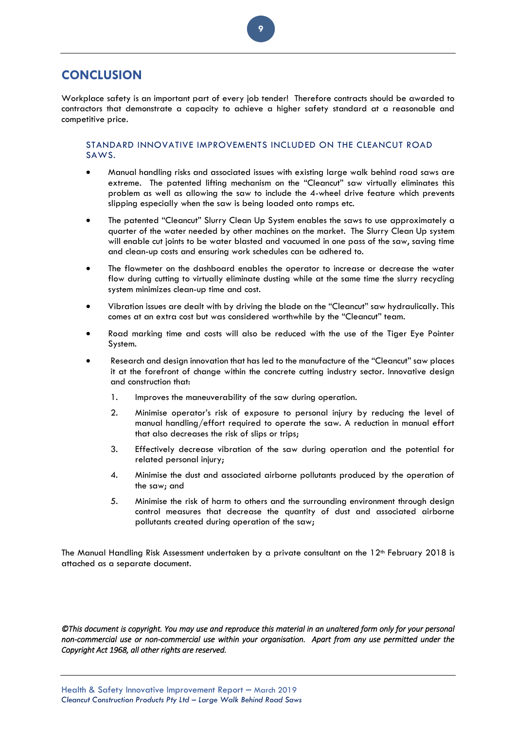## CONCLUSION

Workplace safety is an important part of every job tender! Therefore contracts should be awarded to contractors that demonstrate a capacity to achieve a higher safety standard at a reasonable and competitive price.

### STANDARD INNOVATIVE IMPROVEMENTS INCLUDED ON THE CLEANCUT ROAD SAWS.

- Manual handling risks and associated issues with existing large walk behind road saws are extreme. The patented lifting mechanism on the "Cleancut" saw virtually eliminates this problem as well as allowing the saw to include the 4-wheel drive feature which prevents slipping especially when the saw is being loaded onto ramps etc.
- The patented "Cleancut" Slurry Clean Up System enables the saws to use approximately a quarter of the water needed by other machines on the market. The Slurry Clean Up system will enable cut joints to be water blasted and vacuumed in one pass of the saw, saving time and clean-up costs and ensuring work schedules can be adhered to.
- The flowmeter on the dashboard enables the operator to increase or decrease the water flow during cutting to virtually eliminate dusting while at the same time the slurry recycling system minimizes clean-up time and cost.
- Vibration issues are dealt with by driving the blade on the "Cleancut" saw hydraulically. This comes at an extra cost but was considered worthwhile by the "Cleancut" team.
- Road marking time and costs will also be reduced with the use of the Tiger Eye Pointer System.
- Research and design innovation that has led to the manufacture of the "Cleancut" saw places it at the forefront of change within the concrete cutting industry sector. Innovative design and construction that:
  1. Improves the maneuverability of the saw during operation.
  2. Minimise operator's risk of exposure to personal injury by reducing the level of manual handling/effort required to operate the saw. A reduction in manual effort that also decreases the risk of slips or trips;
  3. Effectively decrease vibration of the saw during operation and the potential for related personal injury;
  4. Minimise the dust and associated airborne pollutants produced by the operation of the saw; and
  5. Minimise the risk of harm to others and the surrounding environment through design control measures that decrease the quantity of dust and associated airborne pollutants created during operation of the saw;

The Manual Handling Risk Assessment undertaken by a private consultant on the 12th February 2018 is attached as a separate document.

*©This document is copyright. You may use and reproduce this material in an unaltered form only for your personal non-commercial use or non-commercial use within your organisation. Apart from any use permitted under the Copyright Act 1968, all other rights are reserved.*